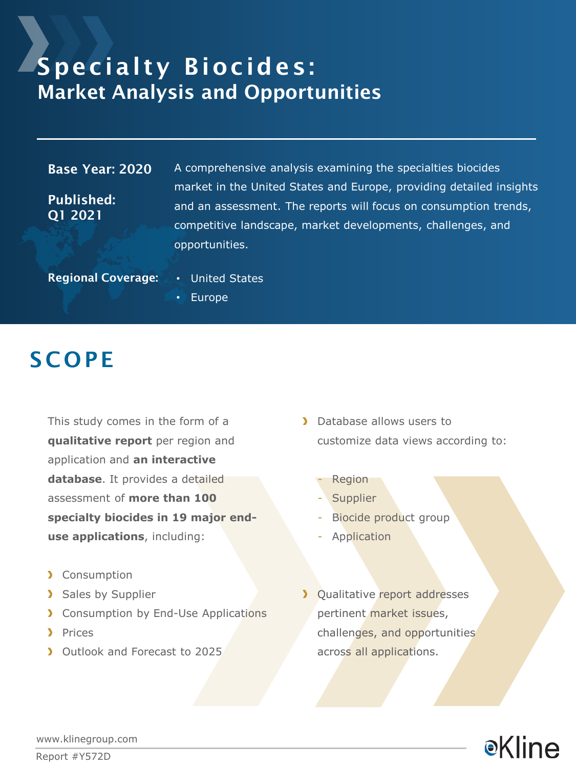# Specialty Biocides:
## Market Analysis and Opportunities

**Base Year: 2020**

**Published: Q1 2021**

A comprehensive analysis examining the specialties biocides market in the United States and Europe, providing detailed insights and an assessment. The reports will focus on consumption trends, competitive landscape, market developments, challenges, and opportunities.

**Regional Coverage:**

- United States
- Europe

## SCOPE

This study comes in the form of a **qualitative report** per region and application and **an interactive database**. It provides a detailed assessment of **more than 100 specialty biocides in 19 major end-use applications**, including:

- Consumption
- Sales by Supplier
- Consumption by End-Use Applications
- Prices
- Outlook and Forecast to 2025

- Database allows users to customize data views according to:
  - Region
  - Supplier
  - Biocide product group
  - Application

- Qualitative report addresses pertinent market issues, challenges, and opportunities across all applications.

www.klinegroup.com

Report #Y572D

Kline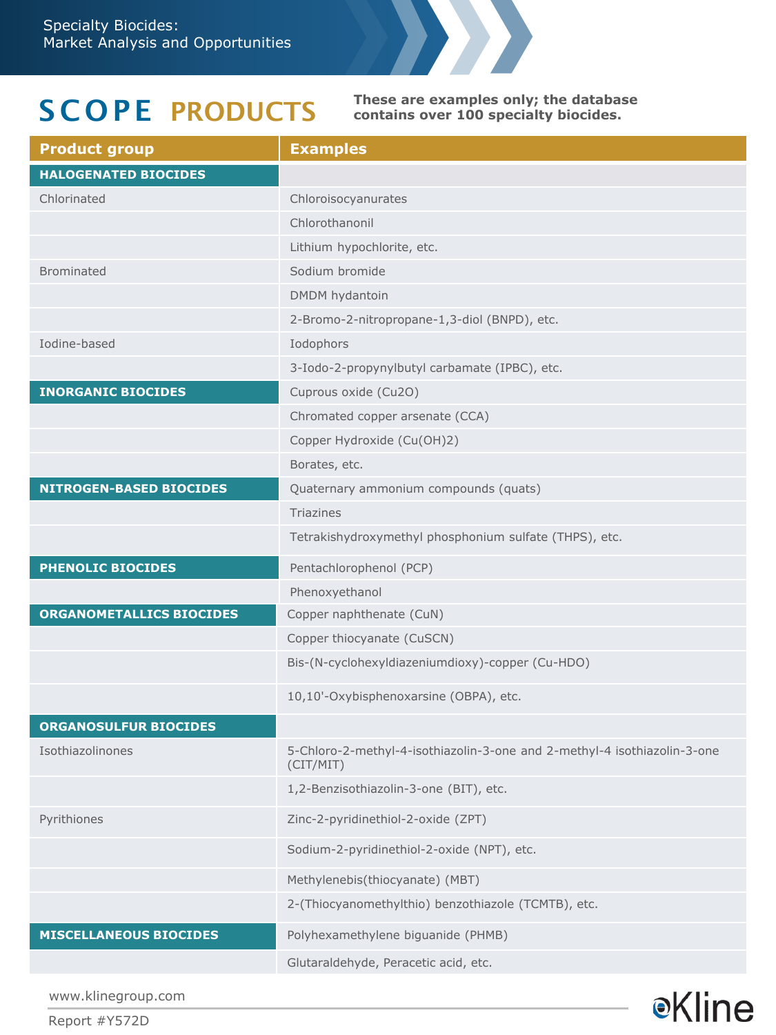# SCOPE PRODUCTS

**These are examples only; the database contains over 100 specialty biocides.**

| Product group | Examples |
|---|---|
| **HALOGENATED BIOCIDES** | |
| Chlorinated | Chloroisocyanurates |
| | Chlorothanonil |
| | Lithium hypochlorite, etc. |
| Brominated | Sodium bromide |
| | DMDM hydantoin |
| | 2-Bromo-2-nitropropane-1,3-diol (BNPD), etc. |
| Iodine-based | Iodophors |
| | 3-Iodo-2-propynylbutyl carbamate (IPBC), etc. |
| **INORGANIC BIOCIDES** | Cuprous oxide (Cu2O) |
| | Chromated copper arsenate (CCA) |
| | Copper Hydroxide (Cu(OH)2) |
| | Borates, etc. |
| **NITROGEN-BASED BIOCIDES** | Quaternary ammonium compounds (quats) |
| | Triazines |
| | Tetrakishydroxymethyl phosphonium sulfate (THPS), etc. |
| **PHENOLIC BIOCIDES** | Pentachlorophenol (PCP) |
| | Phenoxyethanol |
| **ORGANOMETALLICS BIOCIDES** | Copper naphthenate (CuN) |
| | Copper thiocyanate (CuSCN) |
| | Bis-(N-cyclohexyldiazeniumdioxy)-copper (Cu-HDO) |
| | 10,10'-Oxybisphenoxarsine (OBPA), etc. |
| **ORGANOSULFUR BIOCIDES** | |
| Isothiazolinones | 5-Chloro-2-methyl-4-isothiazolin-3-one and 2-methyl-4 isothiazolin-3-one (CIT/MIT) |
| | 1,2-Benzisothiazolin-3-one (BIT), etc. |
| Pyrithiones | Zinc-2-pyridinethiol-2-oxide (ZPT) |
| | Sodium-2-pyridinethiol-2-oxide (NPT), etc. |
| | Methylenebis(thiocyanate) (MBT) |
| | 2-(Thiocyanomethylthio) benzothiazole (TCMTB), etc. |
| **MISCELLANEOUS BIOCIDES** | Polyhexamethylene biguanide (PHMB) |
| | Glutaraldehyde, Peracetic acid, etc. |

www.klinegroup.com

Report #Y572D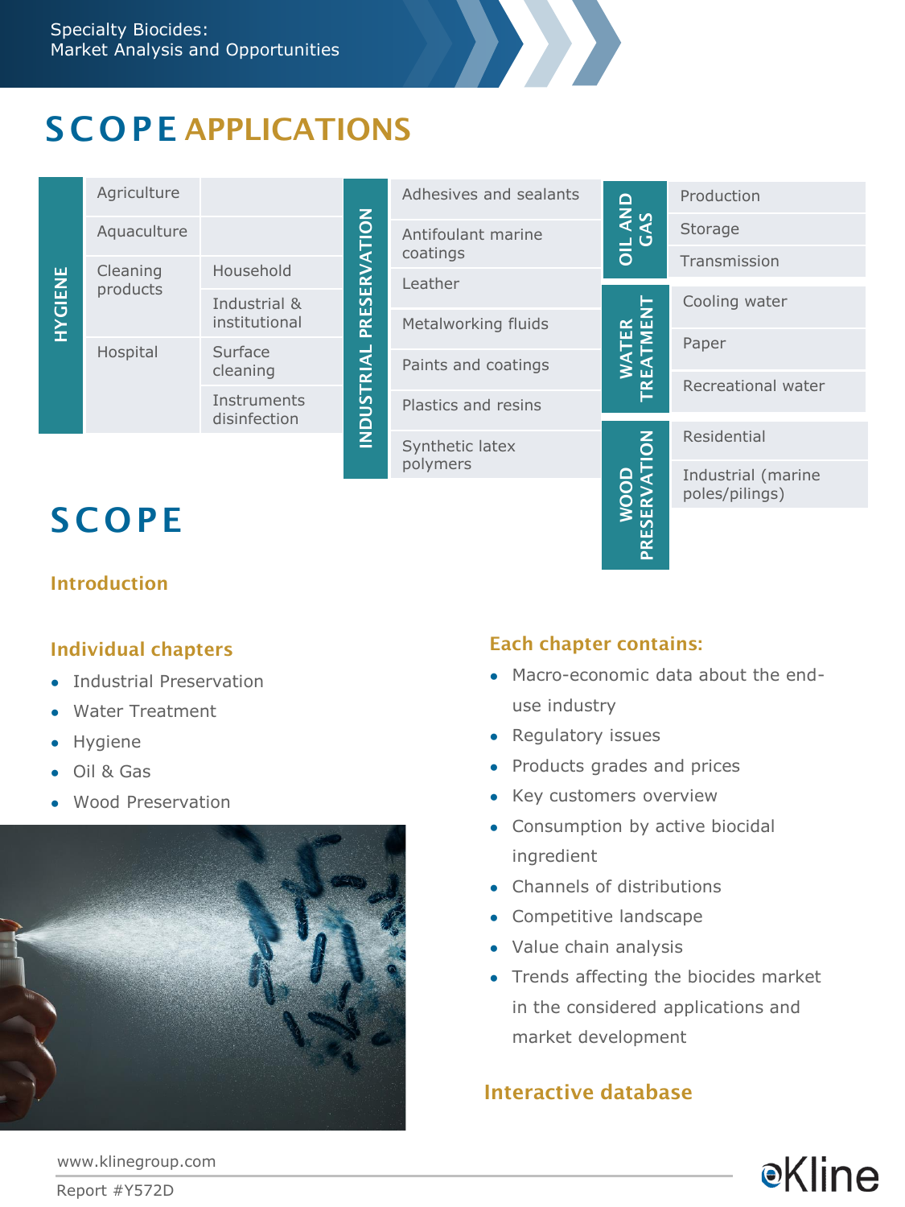# SCOPE APPLICATIONS

| HYGIENE | | |
|---|---|---|
| Agriculture | | |
| Aquaculture | | |
| Cleaning products | Household | |
| | Industrial & institutional | |
| Hospital | Surface cleaning | |
| | Instruments disinfection | |

| INDUSTRIAL PRESERVATION |
|---|
| Adhesives and sealants |
| Antifoulant marine coatings |
| Leather |
| Metalworking fluids |
| Paints and coatings |
| Plastics and resins |
| Synthetic latex polymers |

| OIL AND GAS |
|---|
| Production |
| Storage |
| Transmission |

| WATER TREATMENT |
|---|
| Cooling water |
| Paper |
| Recreational water |

| WOOD PRESERVATION |
|---|
| Residential |
| Industrial (marine poles/pilings) |

# SCOPE

### Introduction

### Individual chapters

- Industrial Preservation
- Water Treatment
- Hygiene
- Oil & Gas
- Wood Preservation

### Each chapter contains:

- Macro-economic data about the end-use industry
- Regulatory issues
- Products grades and prices
- Key customers overview
- Consumption by active biocidal ingredient
- Channels of distributions
- Competitive landscape
- Value chain analysis
- Trends affecting the biocides market in the considered applications and market development

### Interactive database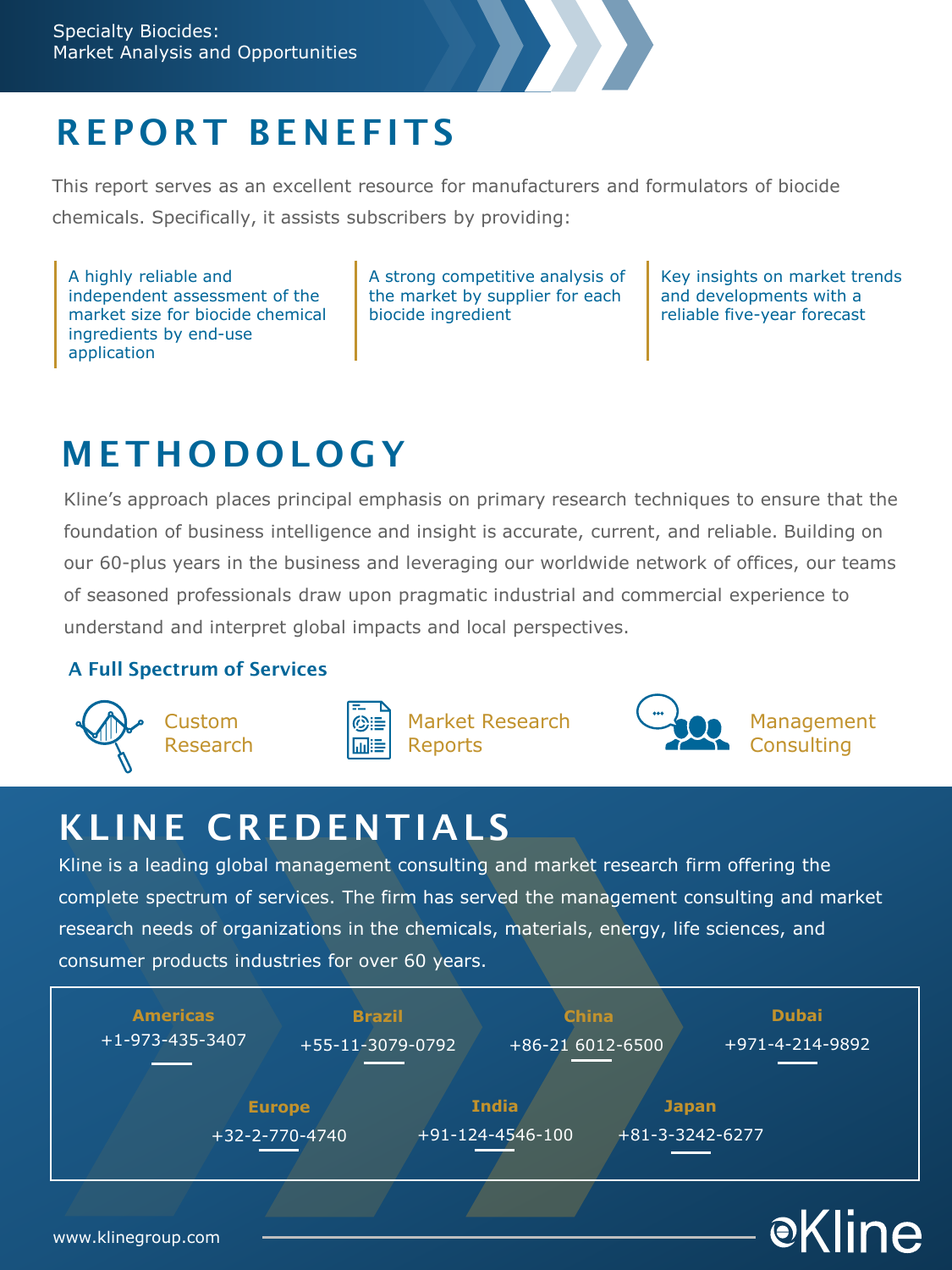# REPORT BENEFITS

This report serves as an excellent resource for manufacturers and formulators of biocide chemicals. Specifically, it assists subscribers by providing:

- A highly reliable and independent assessment of the market size for biocide chemical ingredients by end-use application
- A strong competitive analysis of the market by supplier for each biocide ingredient
- Key insights on market trends and developments with a reliable five-year forecast

# METHODOLOGY

Kline's approach places principal emphasis on primary research techniques to ensure that the foundation of business intelligence and insight is accurate, current, and reliable. Building on our 60-plus years in the business and leveraging our worldwide network of offices, our teams of seasoned professionals draw upon pragmatic industrial and commercial experience to understand and interpret global impacts and local perspectives.

### A Full Spectrum of Services

- Custom Research
- Market Research Reports
- Management Consulting

# KLINE CREDENTIALS

Kline is a leading global management consulting and market research firm offering the complete spectrum of services. The firm has served the management consulting and market research needs of organizations in the chemicals, materials, energy, life sciences, and consumer products industries for over 60 years.

**Americas**
+1-973-435-3407

**Brazil**
+55-11-3079-0792

**China**
+86-21 6012-6500

**Dubai**
+971-4-214-9892

**Europe**
+32-2-770-4740

**India**
+91-124-4546-100

**Japan**
+81-3-3242-6277

www.klinegroup.com

Kline